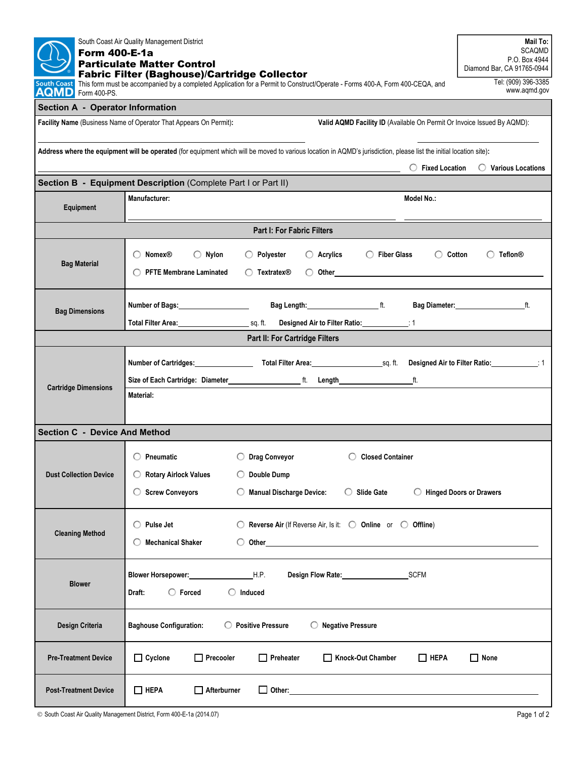South Coast Air Quality Management District

# Form 400-E-1a
# Particulate Matter Control
# Fabric Filter (Baghouse)/Cartridge Collector

This form must be accompanied by a completed Application for a Permit to Construct/Operate - Forms 400-A, Form 400-CEQA, and Form 400-PS.

**Mail To:**
SCAQMD
P.O. Box 4944
Diamond Bar, CA 91765-0944

Tel: (909) 396-3385
www.aqmd.gov

## Section A - Operator Information

**Facility Name** (Business Name of Operator That Appears On Permit): ____________________

**Valid AQMD Facility ID** (Available On Permit Or Invoice Issued By AQMD): ____________________

**Address where the equipment will be operated** (for equipment which will be moved to various location in AQMD's jurisdiction, please list the initial location site): ____________________

○ Fixed Location ○ Various Locations

## Section B - Equipment Description (Complete Part I or Part II)

| | |
|---|---|
| **Equipment** | **Manufacturer:** ____________________ **Model No.:** ____________________ |
| **Part I: For Fabric Filters** | |
| **Bag Material** | ○ Nomex® ○ Nylon ○ Polyester ○ Acrylics ○ Fiber Glass ○ Cotton ○ Teflon® ○ PFTE Membrane Laminated ○ Textratex® ○ Other____________________ |
| **Bag Dimensions** | **Number of Bags:**__________ **Bag Length:**__________ ft. **Bag Diameter:**__________ ft. **Total Filter Area:**__________ sq. ft. **Designed Air to Filter Ratio:**__________ : 1 |
| **Part II: For Cartridge Filters** | |
| **Cartridge Dimensions** | **Number of Cartridges:**__________ **Total Filter Area:**__________ sq. ft. **Designed Air to Filter Ratio:**__________ : 1 **Size of Each Cartridge: Diameter**__________ ft. **Length**__________ ft. **Material:** |

## Section C - Device And Method

| | |
|---|---|
| **Dust Collection Device** | ○ Pneumatic ○ Drag Conveyor ○ Closed Container ○ Rotary Airlock Values ○ Double Dump ○ Screw Conveyors ○ Manual Discharge Device: ○ Slide Gate ○ Hinged Doors or Drawers |
| **Cleaning Method** | ○ Pulse Jet ○ Reverse Air (If Reverse Air, Is it: ○ Online or ○ Offline) ○ Mechanical Shaker ○ Other____________________ |
| **Blower** | **Blower Horsepower:**__________ H.P. **Design Flow Rate:**__________ SCFM **Draft:** ○ Forced ○ Induced |
| **Design Criteria** | **Baghouse Configuration:** ○ Positive Pressure ○ Negative Pressure |
| **Pre-Treatment Device** | ☐ Cyclone ☐ Precooler ☐ Preheater ☐ Knock-Out Chamber ☐ HEPA ☐ None |
| **Post-Treatment Device** | ☐ HEPA ☐ Afterburner ☐ Other:____________________ |

© South Coast Air Quality Management District, Form 400-E-1a (2014.07)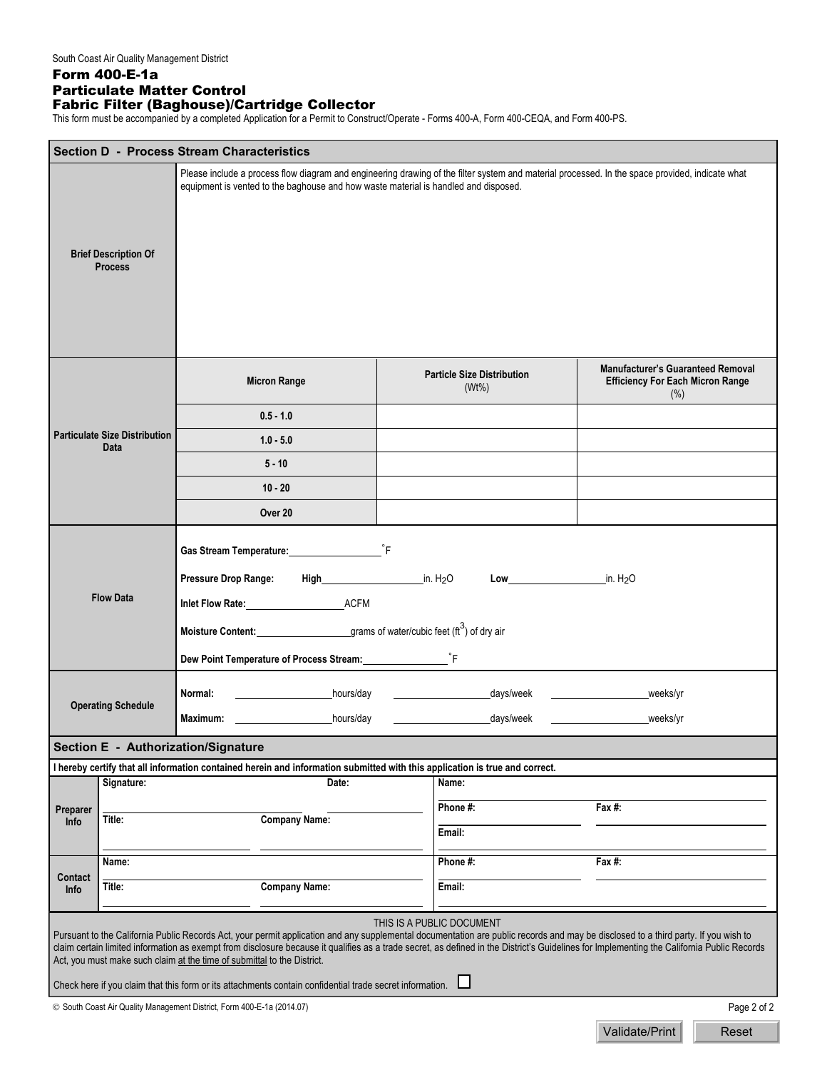South Coast Air Quality Management District

# Form 400-E-1a
# Particulate Matter Control
# Fabric Filter (Baghouse)/Cartridge Collector

This form must be accompanied by a completed Application for a Permit to Construct/Operate - Forms 400-A, Form 400-CEQA, and Form 400-PS.

## Section D - Process Stream Characteristics

**Brief Description Of Process**

Please include a process flow diagram and engineering drawing of the filter system and material processed. In the space provided, indicate what equipment is vented to the baghouse and how waste material is handled and disposed.

**Particulate Size Distribution Data**

| Micron Range | Particle Size Distribution (Wt%) | Manufacturer's Guaranteed Removal Efficiency For Each Micron Range (%) |
|---|---|---|
| 0.5 - 1.0 | | |
| 1.0 - 5.0 | | |
| 5 - 10 | | |
| 10 - 20 | | |
| Over 20 | | |

**Flow Data**

**Gas Stream Temperature:** ______________ ˚F

**Pressure Drop Range:** **High** ______________ in. $H_2O$ **Low** ______________ in. $H_2O$

**Inlet Flow Rate:** ______________ ACFM

**Moisture Content:** ______________ grams of water/cubic feet ($ft^3$) of dry air

**Dew Point Temperature of Process Stream:** ______________ ˚F

**Operating Schedule**

**Normal:** ______________ hours/day ______________ days/week ______________ weeks/yr

**Maximum:** ______________ hours/day ______________ days/week ______________ weeks/yr

## Section E - Authorization/Signature

**I hereby certify that all information contained herein and information submitted with this application is true and correct.**

**Preparer Info**

**Signature:** ______________ **Date:** ______________ **Name:** ______________

**Title:** ______________ **Company Name:** ______________ **Phone #:** ______________ **Fax #:** ______________

**Email:** ______________

**Contact Info**

**Name:** ______________ **Phone #:** ______________ **Fax #:** ______________

**Title:** ______________ **Company Name:** ______________ **Email:** ______________

THIS IS A PUBLIC DOCUMENT

Pursuant to the California Public Records Act, your permit application and any supplemental documentation are public records and may be disclosed to a third party. If you wish to claim certain limited information as exempt from disclosure because it qualifies as a trade secret, as defined in the District's Guidelines for Implementing the California Public Records Act, you must make such claim at the time of submittal to the District.

Check here if you claim that this form or its attachments contain confidential trade secret information. ☐

© South Coast Air Quality Management District, Form 400-E-1a (2014.07)

Validate/Print Reset